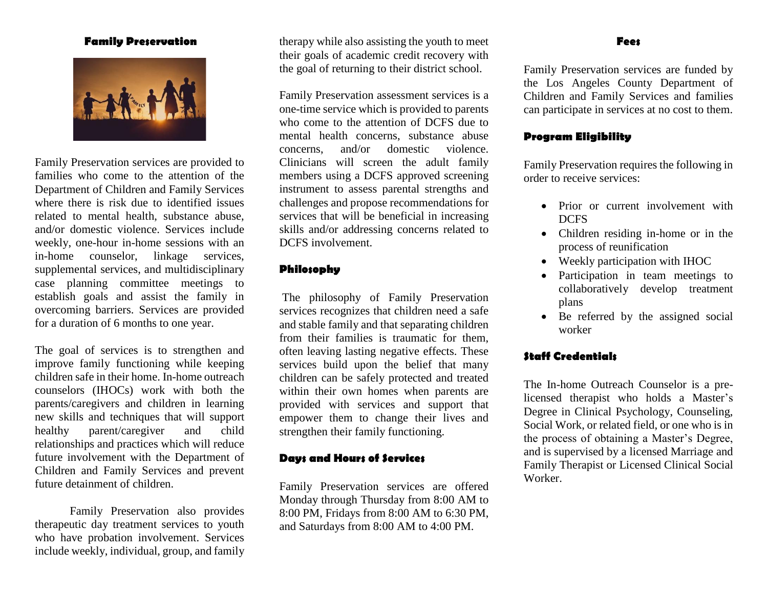## Family Preservation

Family Preservation services are provided to families who come to the attention of the Department of Children and Family Services where there is risk due to identified issues related to mental health, substance abuse, and/or domestic violence. Services include weekly, one-hour in-home sessions with an in-home counselor, linkage services, supplemental services, and multidisciplinary case planning committee meetings to establish goals and assist the family in overcoming barriers. Services are provided for a duration of 6 months to one year.

The goal of services is to strengthen and improve family functioning while keeping children safe in their home. In-home outreach counselors (IHOCs) work with both the parents/caregivers and children in learning new skills and techniques that will support healthy parent/caregiver and child relationships and practices which will reduce future involvement with the Department of Children and Family Services and prevent future detainment of children.

Family Preservation also provides therapeutic day treatment services to youth who have probation involvement. Services include weekly, individual, group, and family therapy while also assisting the youth to meet their goals of academic credit recovery with the goal of returning to their district school.

Family Preservation assessment services is a one-time service which is provided to parents who come to the attention of DCFS due to mental health concerns, substance abuse concerns, and/or domestic violence. Clinicians will screen the adult family members using a DCFS approved screening instrument to assess parental strengths and challenges and propose recommendations for services that will be beneficial in increasing skills and/or addressing concerns related to DCFS involvement.

## Philosophy

The philosophy of Family Preservation services recognizes that children need a safe and stable family and that separating children from their families is traumatic for them, often leaving lasting negative effects. These services build upon the belief that many children can be safely protected and treated within their own homes when parents are provided with services and support that empower them to change their lives and strengthen their family functioning.

## Days and Hours of Services

Family Preservation services are offered Monday through Thursday from 8:00 AM to 8:00 PM, Fridays from 8:00 AM to 6:30 PM, and Saturdays from 8:00 AM to 4:00 PM.

## Fees

Family Preservation services are funded by the Los Angeles County Department of Children and Family Services and families can participate in services at no cost to them.

## Program Eligibility

Family Preservation requires the following in order to receive services:

- Prior or current involvement with DCFS
- Children residing in-home or in the process of reunification
- Weekly participation with IHOC
- Participation in team meetings to collaboratively develop treatment plans
- Be referred by the assigned social worker

## Staff Credentials

The In-home Outreach Counselor is a pre-licensed therapist who holds a Master's Degree in Clinical Psychology, Counseling, Social Work, or related field, or one who is in the process of obtaining a Master's Degree, and is supervised by a licensed Marriage and Family Therapist or Licensed Clinical Social Worker.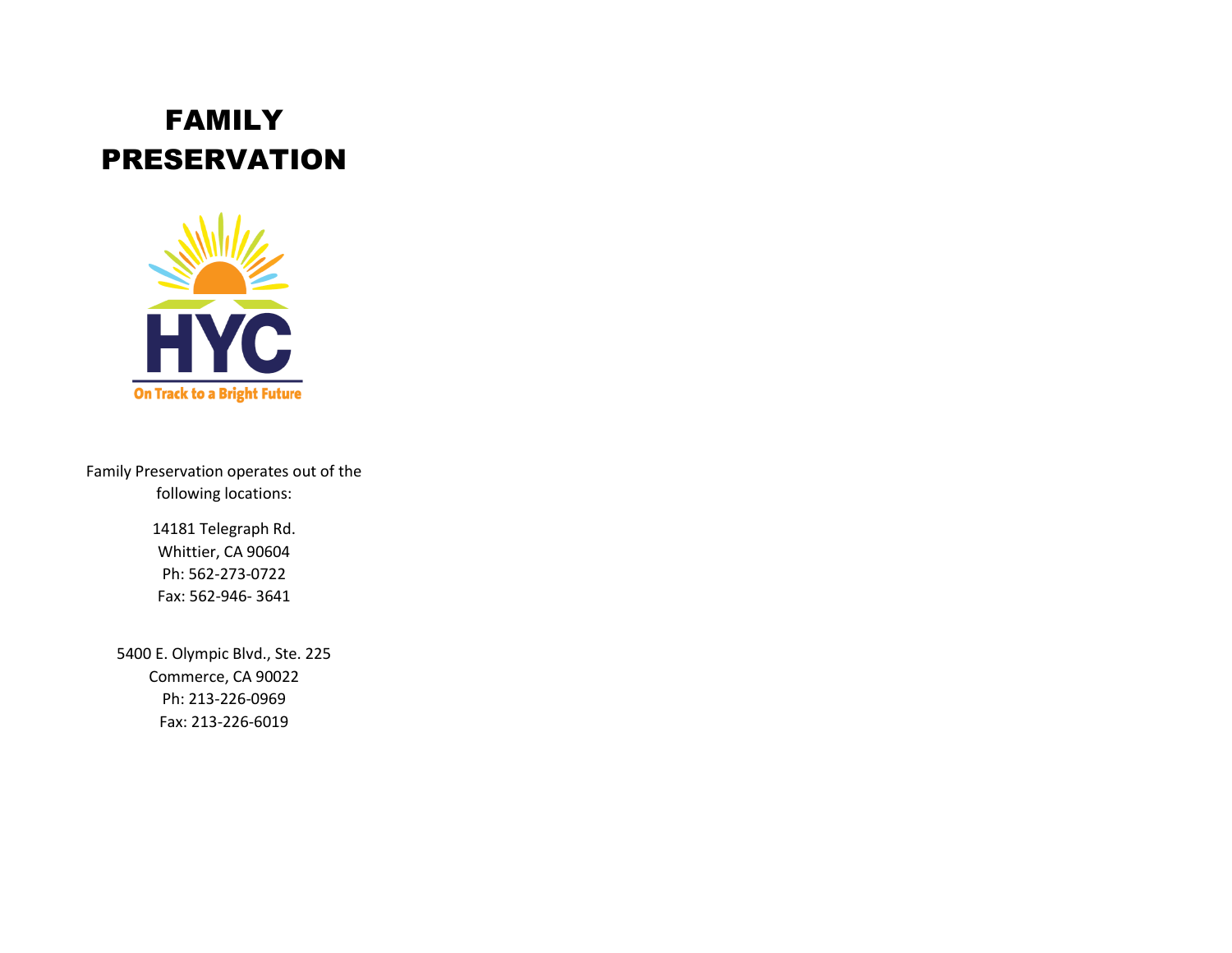# FAMILY PRESERVATION

HYC

On Track to a Bright Future

Family Preservation operates out of the following locations:

14181 Telegraph Rd.
Whittier, CA 90604
Ph: 562-273-0722
Fax: 562-946- 3641

5400 E. Olympic Blvd., Ste. 225
Commerce, CA 90022
Ph: 213-226-0969
Fax: 213-226-6019